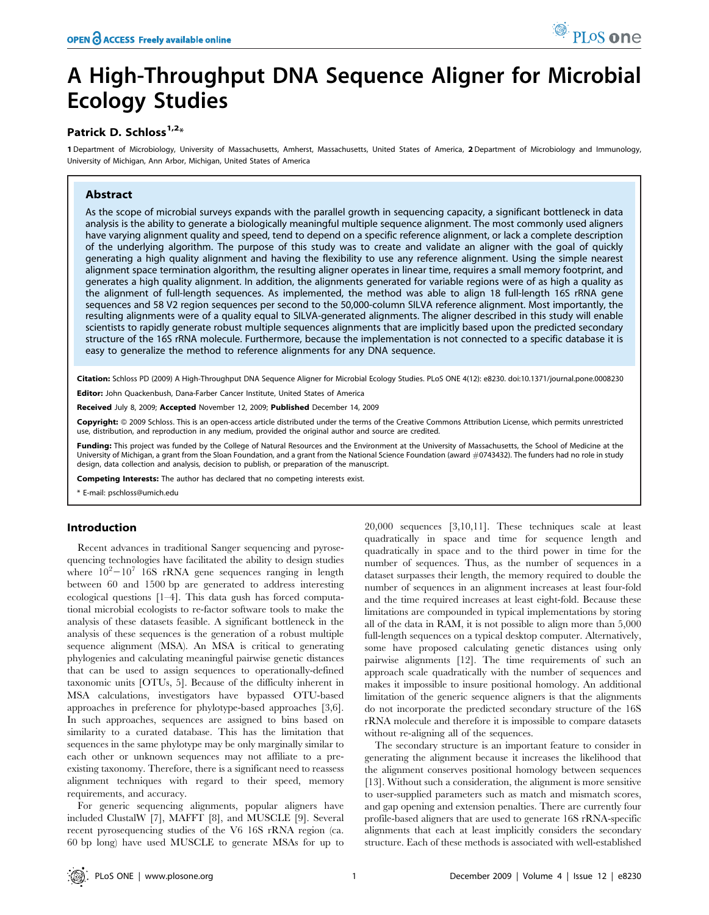# A High-Throughput DNA Sequence Aligner for Microbial Ecology Studies

**Patrick D. Schloss**[1,2]*

1 Department of Microbiology, University of Massachusetts, Amherst, Massachusetts, United States of America, 2 Department of Microbiology and Immunology, University of Michigan, Ann Arbor, Michigan, United States of America

## Abstract

As the scope of microbial surveys expands with the parallel growth in sequencing capacity, a significant bottleneck in data analysis is the ability to generate a biologically meaningful multiple sequence alignment. The most commonly used aligners have varying alignment quality and speed, tend to depend on a specific reference alignment, or lack a complete description of the underlying algorithm. The purpose of this study was to create and validate an aligner with the goal of quickly generating a high quality alignment and having the flexibility to use any reference alignment. Using the simple nearest alignment space termination algorithm, the resulting aligner operates in linear time, requires a small memory footprint, and generates a high quality alignment. In addition, the alignments generated for variable regions were of as high a quality as the alignment of full-length sequences. As implemented, the method was able to align 18 full-length 16S rRNA gene sequences and 58 V2 region sequences per second to the 50,000-column SILVA reference alignment. Most importantly, the resulting alignments were of a quality equal to SILVA-generated alignments. The aligner described in this study will enable scientists to rapidly generate robust multiple sequences alignments that are implicitly based upon the predicted secondary structure of the 16S rRNA molecule. Furthermore, because the implementation is not connected to a specific database it is easy to generalize the method to reference alignments for any DNA sequence.

**Citation:** Schloss PD (2009) A High-Throughput DNA Sequence Aligner for Microbial Ecology Studies. PLoS ONE 4(12): e8230. doi:10.1371/journal.pone.0008230

**Editor:** John Quackenbush, Dana-Farber Cancer Institute, United States of America

**Received** July 8, 2009; **Accepted** November 12, 2009; **Published** December 14, 2009

**Copyright:** © 2009 Schloss. This is an open-access article distributed under the terms of the Creative Commons Attribution License, which permits unrestricted use, distribution, and reproduction in any medium, provided the original author and source are credited.

**Funding:** This project was funded by the College of Natural Resources and the Environment at the University of Massachusetts, the School of Medicine at the University of Michigan, a grant from the Sloan Foundation, and a grant from the National Science Foundation (award #0743432). The funders had no role in study design, data collection and analysis, decision to publish, or preparation of the manuscript.

**Competing Interests:** The author has declared that no competing interests exist.

* E-mail: pschloss@umich.edu

## Introduction

Recent advances in traditional Sanger sequencing and pyrosequencing technologies have facilitated the ability to design studies where $10^2-10^7$ 16S rRNA gene sequences ranging in length between 60 and 1500 bp are generated to address interesting ecological questions [1–4]. This data gush has forced computational microbial ecologists to re-factor software tools to make the analysis of these datasets feasible. A significant bottleneck in the analysis of these sequences is the generation of a robust multiple sequence alignment (MSA). An MSA is critical to generating phylogenies and calculating meaningful pairwise genetic distances that can be used to assign sequences to operationally-defined taxonomic units [OTUs, 5]. Because of the difficulty inherent in MSA calculations, investigators have bypassed OTU-based approaches in preference for phylotype-based approaches [3,6]. In such approaches, sequences are assigned to bins based on similarity to a curated database. This has the limitation that sequences in the same phylotype may be only marginally similar to each other or unknown sequences may not affiliate to a pre-existing taxonomy. Therefore, there is a significant need to reassess alignment techniques with regard to their speed, memory requirements, and accuracy.

For generic sequencing alignments, popular aligners have included ClustalW [7], MAFFT [8], and MUSCLE [9]. Several recent pyrosequencing studies of the V6 16S rRNA region (ca. 60 bp long) have used MUSCLE to generate MSAs for up to 20,000 sequences [3,10,11]. These techniques scale at least quadratically in space and time for sequence length and quadratically in space and to the third power in time for the number of sequences. Thus, as the number of sequences in a dataset surpasses their length, the memory required to double the number of sequences in an alignment increases at least four-fold and the time required increases at least eight-fold. Because these limitations are compounded in typical implementations by storing all of the data in RAM, it is not possible to align more than 5,000 full-length sequences on a typical desktop computer. Alternatively, some have proposed calculating genetic distances using only pairwise alignments [12]. The time requirements of such an approach scale quadratically with the number of sequences and makes it impossible to insure positional homology. An additional limitation of the generic sequence aligners is that the alignments do not incorporate the predicted secondary structure of the 16S rRNA molecule and therefore it is impossible to compare datasets without re-aligning all of the sequences.

The secondary structure is an important feature to consider in generating the alignment because it increases the likelihood that the alignment conserves positional homology between sequences [13]. Without such a consideration, the alignment is more sensitive to user-supplied parameters such as match and mismatch scores, and gap opening and extension penalties. There are currently four profile-based aligners that are used to generate 16S rRNA-specific alignments that each at least implicitly considers the secondary structure. Each of these methods is associated with well-established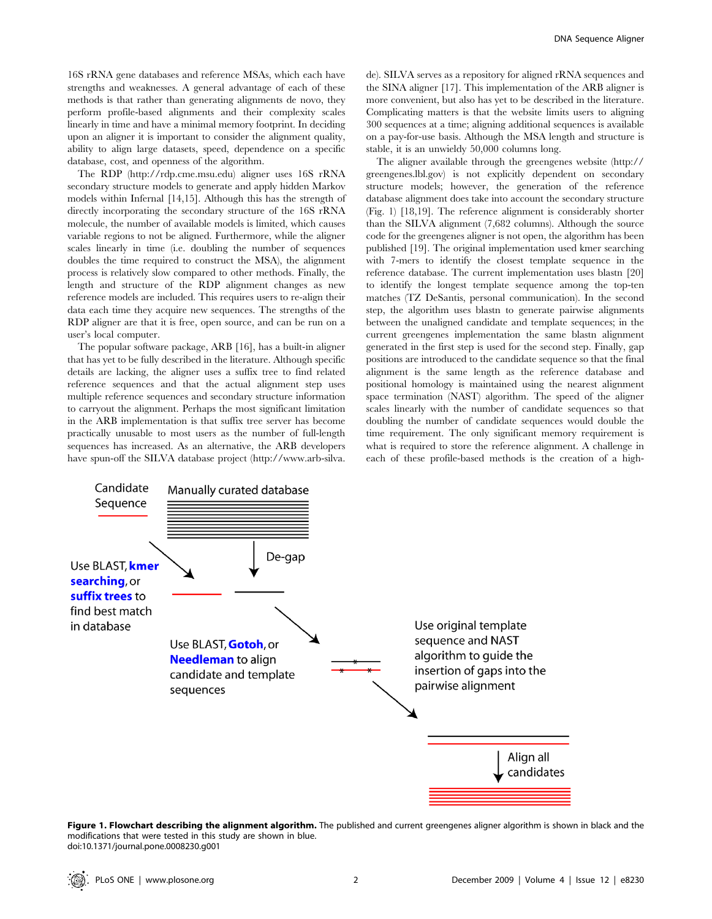16S rRNA gene databases and reference MSAs, which each have strengths and weaknesses. A general advantage of each of these methods is that rather than generating alignments de novo, they perform profile-based alignments and their complexity scales linearly in time and have a minimal memory footprint. In deciding upon an aligner it is important to consider the alignment quality, ability to align large datasets, speed, dependence on a specific database, cost, and openness of the algorithm.

The RDP (http://rdp.cme.msu.edu) aligner uses 16S rRNA secondary structure models to generate and apply hidden Markov models within Infernal [14,15]. Although this has the strength of directly incorporating the secondary structure of the 16S rRNA molecule, the number of available models is limited, which causes variable regions to not be aligned. Furthermore, while the aligner scales linearly in time (i.e. doubling the number of sequences doubles the time required to construct the MSA), the alignment process is relatively slow compared to other methods. Finally, the length and structure of the RDP alignment changes as new reference models are included. This requires users to re-align their data each time they acquire new sequences. The strengths of the RDP aligner are that it is free, open source, and can be run on a user's local computer.

The popular software package, ARB [16], has a built-in aligner that has yet to be fully described in the literature. Although specific details are lacking, the aligner uses a suffix tree to find related reference sequences and that the actual alignment step uses multiple reference sequences and secondary structure information to carryout the alignment. Perhaps the most significant limitation in the ARB implementation is that suffix tree server has become practically unusable to most users as the number of full-length sequences has increased. As an alternative, the ARB developers have spun-off the SILVA database project (http://www.arb-silva.de). SILVA serves as a repository for aligned rRNA sequences and the SINA aligner [17]. This implementation of the ARB aligner is more convenient, but also has yet to be described in the literature. Complicating matters is that the website limits users to aligning 300 sequences at a time; aligning additional sequences is available on a pay-for-use basis. Although the MSA length and structure is stable, it is an unwieldy 50,000 columns long.

The aligner available through the greengenes website (http://greengenes.lbl.gov) is not explicitly dependent on secondary structure models; however, the generation of the reference database alignment does take into account the secondary structure (Fig. 1) [18,19]. The reference alignment is considerably shorter than the SILVA alignment (7,682 columns). Although the source code for the greengenes aligner is not open, the algorithm has been published [19]. The original implementation used kmer searching with 7-mers to identify the closest template sequence in the reference database. The current implementation uses blastn [20] to identify the longest template sequence among the top-ten matches (TZ DeSantis, personal communication). In the second step, the algorithm uses blastn to generate pairwise alignments between the unaligned candidate and template sequences; in the current greengenes implementation the same blastn alignment generated in the first step is used for the second step. Finally, gap positions are introduced to the candidate sequence so that the final alignment is the same length as the reference database and positional homology is maintained using the nearest alignment space termination (NAST) algorithm. The speed of the aligner scales linearly with the number of candidate sequences so that doubling the number of candidate sequences would double the time requirement. The only significant memory requirement is what is required to store the reference alignment. A challenge in each of these profile-based methods is the creation of a high-

**Figure 1. Flowchart describing the alignment algorithm.** The published and current greengenes aligner algorithm is shown in black and the modifications that were tested in this study are shown in blue.
doi:10.1371/journal.pone.0008230.g001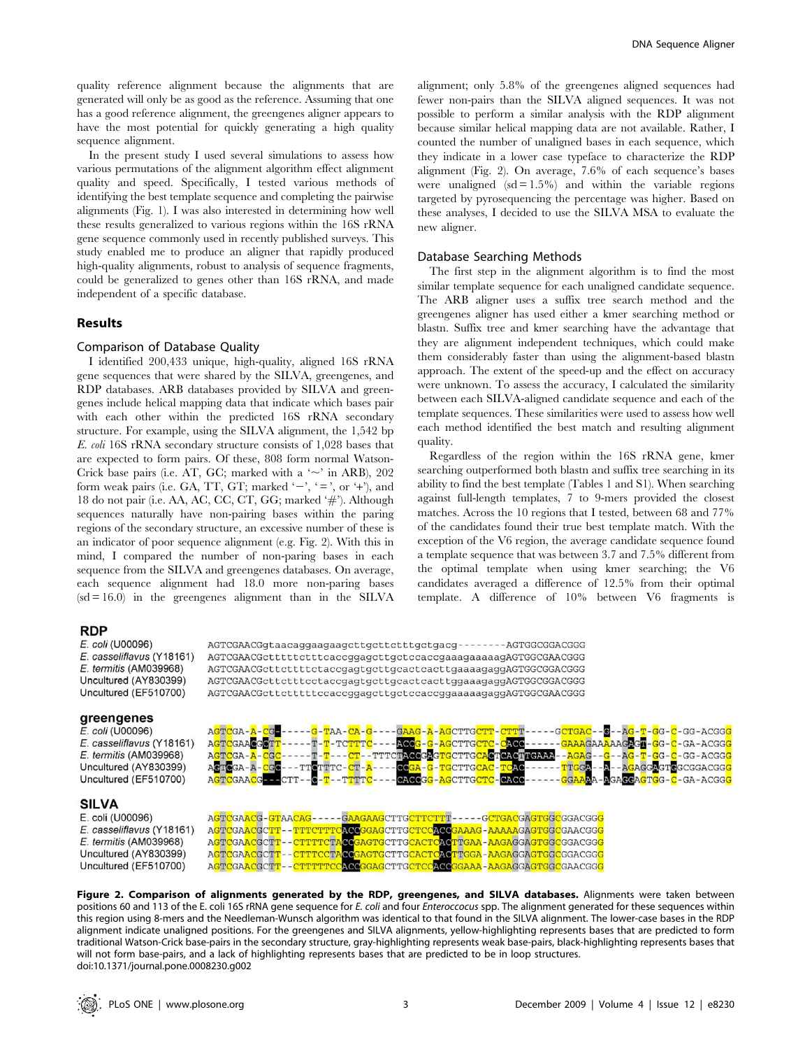quality reference alignment because the alignments that are generated will only be as good as the reference. Assuming that one has a good reference alignment, the greengenes aligner appears to have the most potential for quickly generating a high quality sequence alignment.

In the present study I used several simulations to assess how various permutations of the alignment algorithm effect alignment quality and speed. Specifically, I tested various methods of identifying the best template sequence and completing the pairwise alignments (Fig. 1). I was also interested in determining how well these results generalized to various regions within the 16S rRNA gene sequence commonly used in recently published surveys. This study enabled me to produce an aligner that rapidly produced high-quality alignments, robust to analysis of sequence fragments, could be generalized to genes other than 16S rRNA, and made independent of a specific database.

## Results

### Comparison of Database Quality

I identified 200,433 unique, high-quality, aligned 16S rRNA gene sequences that were shared by the SILVA, greengenes, and RDP databases. ARB databases provided by SILVA and greengenes include helical mapping data that indicate which bases pair with each other within the predicted 16S rRNA secondary structure. For example, using the SILVA alignment, the 1,542 bp *E. coli* 16S rRNA secondary structure consists of 1,028 bases that are expected to form pairs. Of these, 808 form normal Watson-Crick base pairs (i.e. AT, GC; marked with a '~' in ARB), 202 form weak pairs (i.e. GA, TT, GT; marked '−', '=', or '+'), and 18 do not pair (i.e. AA, AC, CC, CT, GG; marked '#'). Although sequences naturally have non-pairing bases within the pairing regions of the secondary structure, an excessive number of these is an indicator of poor sequence alignment (e.g. Fig. 2). With this in mind, I compared the number of non-paring bases in each sequence from the SILVA and greengenes databases. On average, each sequence alignment had 18.0 more non-paring bases (sd = 16.0) in the greengenes alignment than in the SILVA alignment; only 5.8% of the greengenes aligned sequences had fewer non-pairs than the SILVA aligned sequences. It was not possible to perform a similar analysis with the RDP alignment because similar helical mapping data are not available. Rather, I counted the number of unaligned bases in each sequence, which they indicate in a lower case typeface to characterize the RDP alignment (Fig. 2). On average, 7.6% of each sequence's bases were unaligned (sd = 1.5%) and within the variable regions targeted by pyrosequencing the percentage was higher. Based on these analyses, I decided to use the SILVA MSA to evaluate the new aligner.

### Database Searching Methods

The first step in the alignment algorithm is to find the most similar template sequence for each unaligned candidate sequence. The ARB aligner uses a suffix tree search method and the greengenes aligner has used either a kmer searching method or blastn. Suffix tree and kmer searching have the advantage that they are alignment independent techniques, which could make them considerably faster than using the alignment-based blastn approach. The extent of the speed-up and the effect on accuracy were unknown. To assess the accuracy, I calculated the similarity between each SILVA-aligned candidate sequence and each of the template sequences. These similarities were used to assess how well each method identified the best match and resulting alignment quality.

Regardless of the region within the 16S rRNA gene, kmer searching outperformed both blastn and suffix tree searching in its ability to find the best template (Tables 1 and S1). When searching against full-length templates, 7 to 9-mers provided the closest matches. Across the 10 regions that I tested, between 68 and 77% of the candidates found their true best template match. With the exception of the V6 region, the average candidate sequence found a template sequence that was between 3.7 and 7.5% different from the optimal template when using kmer searching; the V6 candidates averaged a difference of 12.5% from their optimal template. A difference of 10% between V6 fragments is

**RDP**

```
E. coli (U00096)            AGTCGAACGgtaacaggaagaagcttgcttctttgctgacg--------AGTGGCGGACGGG
E. casseliflavus (Y18161)   AGTCGAACGcttttttctttcaccggagcttgctccaccgaaagaaaaagAGTGGCGAACGGG
E. termitis (AM039968)      AGTCGAACGcttcttttctaccgagtgcttgcactcacttgaaaagaggAGTGGCGGACGGG
Uncultured (AY830399)       AGTCGAACGcttctttcctaccgagtgcttgcactcacttggaaagaggAGTGGCGGACGGG
Uncultured (EF510700)       AGTCGAACGcttctttttccaccggagcttgctccaccggaaaaagaggAGTGGCGAACGGG
```

**greengenes**

```
E. coli (U00096)            AGTCGA-A-CG------G-TAA-CA-G----GAAG-A-AGCTTGCTT-CTTT-----GCTGAC--G--AG-T-GG-C-GG-ACGGG
E. casseliflavus (Y18161)   AGTCGAACGCTT-----T-T-TCTTTC----ACCG-G-AGCTTGCTC-CACC------GAAAGAAAAAGAGT-GG-C-GA-ACGGG
E. termitis (AM039968)      AGTCGA-A-CGC-----T-T---CT--TTTCTACCGAGTGCTTGCACTCACTTGAAA--AGAG--G--AG-T-GG-C-GG-ACGGG
Uncultured (AY830399)       AGTCGA-A-CGC---TTCTTTC-CT-A----CCGA-G-TGCTTGCAC-TCAC------TTGGA--A--AGAGGAGTGGCGGACGGG
Uncultured (EF510700)       AGTCGAACG---CTT--C-T--TTTTC----CACCGG-AGCTTGCTC-CACC------GGAAAA-AGAGGAGTGG-C-GA-ACGGG
```

**SILVA**

```
E. coli (U00096)            AGTCGAACG-GTAACAG-----GAAGAAGCTTGCTTCTTT-----GCTGACGAGTGGCGGACGGG
E. casseliflavus (Y18161)   AGTCGAACGCTT--TTTCTTTCACCGGAGCTTGCTCCACCGAAAG-AAAAAGAGTGGCGAACGGG
E. termitis (AM039968)      AGTCGAACGCTT--CTTTTCTACCGAGTGCTTGCACTCACTTGAA-AAGAGGAGTGGCGGACGGG
Uncultured (AY830399)       AGTCGAACGCTT--CTTTCCTACCGAGTGCTTGCACTCACTTGGA-AAGAGGAGTGGCGGACGGG
Uncultured (EF510700)       AGTCGAACGCTT--CTTTTTCCACCGGAGCTTGCTCCACCGGAAA-AAGAGGAGTGGCGAACGGG
```

**Figure 2. Comparison of alignments generated by the RDP, greengenes, and SILVA databases.** Alignments were taken between positions 60 and 113 of the E. coli 16S rRNA gene sequence for *E. coli* and four *Enteroccocus* spp. The alignment generated for these sequences within this region using 8-mers and the Needleman-Wunsch algorithm was identical to that found in the SILVA alignment. The lower-case bases in the RDP alignment indicate unaligned positions. For the greengenes and SILVA alignments, yellow-highlighting represents bases that are predicted to form traditional Watson-Crick base-pairs in the secondary structure, gray-highlighting represents weak base-pairs, black-highlighting represents bases that will not form base-pairs, and a lack of highlighting represents bases that are predicted to be in loop structures.
doi:10.1371/journal.pone.0008230.g002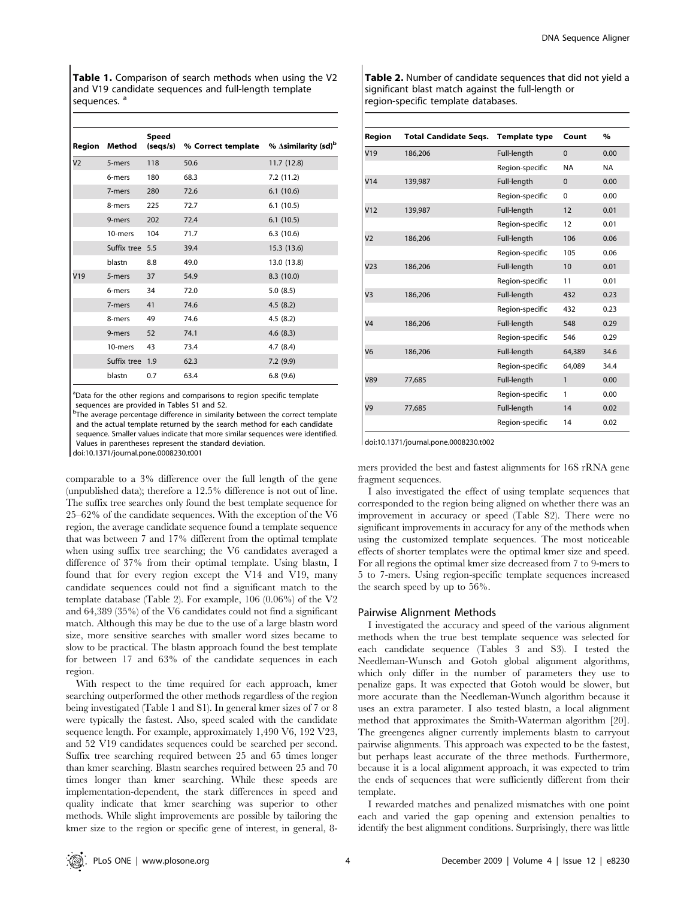**Table 1.** Comparison of search methods when using the V2 and V19 candidate sequences and full-length template sequences. [a]

| Region | Method | Speed (seqs/s) | % Correct template | % Δsimilarity (sd)[b] |
|---|---|---|---|---|
| V2 | 5-mers | 118 | 50.6 | 11.7 (12.8) |
| | 6-mers | 180 | 68.3 | 7.2 (11.2) |
| | 7-mers | 280 | 72.6 | 6.1 (10.6) |
| | 8-mers | 225 | 72.7 | 6.1 (10.5) |
| | 9-mers | 202 | 72.4 | 6.1 (10.5) |
| | 10-mers | 104 | 71.7 | 6.3 (10.6) |
| | Suffix tree | 5.5 | 39.4 | 15.3 (13.6) |
| | blastn | 8.8 | 49.0 | 13.0 (13.8) |
| V19 | 5-mers | 37 | 54.9 | 8.3 (10.0) |
| | 6-mers | 34 | 72.0 | 5.0 (8.5) |
| | 7-mers | 41 | 74.6 | 4.5 (8.2) |
| | 8-mers | 49 | 74.6 | 4.5 (8.2) |
| | 9-mers | 52 | 74.1 | 4.6 (8.3) |
| | 10-mers | 43 | 73.4 | 4.7 (8.4) |
| | Suffix tree | 1.9 | 62.3 | 7.2 (9.9) |
| | blastn | 0.7 | 63.4 | 6.8 (9.6) |

[a]Data for the other regions and comparisons to region specific template sequences are provided in Tables S1 and S2.
[b]The average percentage difference in similarity between the correct template and the actual template returned by the search method for each candidate sequence. Smaller values indicate that more similar sequences were identified. Values in parentheses represent the standard deviation.
doi:10.1371/journal.pone.0008230.t001

**Table 2.** Number of candidate sequences that did not yield a significant blast match against the full-length or region-specific template databases.

| Region | Total Candidate Seqs. | Template type | Count | % |
|---|---|---|---|---|
| V19 | 186,206 | Full-length | 0 | 0.00 |
| | | Region-specific | NA | NA |
| V14 | 139,987 | Full-length | 0 | 0.00 |
| | | Region-specific | 0 | 0.00 |
| V12 | 139,987 | Full-length | 12 | 0.01 |
| | | Region-specific | 12 | 0.01 |
| V2 | 186,206 | Full-length | 106 | 0.06 |
| | | Region-specific | 105 | 0.06 |
| V23 | 186,206 | Full-length | 10 | 0.01 |
| | | Region-specific | 11 | 0.01 |
| V3 | 186,206 | Full-length | 432 | 0.23 |
| | | Region-specific | 432 | 0.23 |
| V4 | 186,206 | Full-length | 548 | 0.29 |
| | | Region-specific | 546 | 0.29 |
| V6 | 186,206 | Full-length | 64,389 | 34.6 |
| | | Region-specific | 64,089 | 34.4 |
| V89 | 77,685 | Full-length | 1 | 0.00 |
| | | Region-specific | 1 | 0.00 |
| V9 | 77,685 | Full-length | 14 | 0.02 |
| | | Region-specific | 14 | 0.02 |

doi:10.1371/journal.pone.0008230.t002

comparable to a 3% difference over the full length of the gene (unpublished data); therefore a 12.5% difference is not out of line. The suffix tree searches only found the best template sequence for 25–62% of the candidate sequences. With the exception of the V6 region, the average candidate sequence found a template sequence that was between 7 and 17% different from the optimal template when using suffix tree searching; the V6 candidates averaged a difference of 37% from their optimal template. Using blastn, I found that for every region except the V14 and V19, many candidate sequences could not find a significant match to the template database (Table 2). For example, 106 (0.06%) of the V2 and 64,389 (35%) of the V6 candidates could not find a significant match. Although this may be due to the use of a large blastn word size, more sensitive searches with smaller word sizes became to slow to be practical. The blastn approach found the best template for between 17 and 63% of the candidate sequences in each region.

With respect to the time required for each approach, kmer searching outperformed the other methods regardless of the region being investigated (Table 1 and S1). In general kmer sizes of 7 or 8 were typically the fastest. Also, speed scaled with the candidate sequence length. For example, approximately 1,490 V6, 192 V23, and 52 V19 candidates sequences could be searched per second. Suffix tree searching required between 25 and 65 times longer than kmer searching. Blastn searches required between 25 and 70 times longer than kmer searching. While these speeds are implementation-dependent, the stark differences in speed and quality indicate that kmer searching was superior to other methods. While slight improvements are possible by tailoring the kmer size to the region or specific gene of interest, in general, 8-mers provided the best and fastest alignments for 16S rRNA gene fragment sequences.

I also investigated the effect of using template sequences that corresponded to the region being aligned on whether there was an improvement in accuracy or speed (Table S2). There were no significant improvements in accuracy for any of the methods when using the customized template sequences. The most noticeable effects of shorter templates were the optimal kmer size and speed. For all regions the optimal kmer size decreased from 7 to 9-mers to 5 to 7-mers. Using region-specific template sequences increased the search speed by up to 56%.

## Pairwise Alignment Methods

I investigated the accuracy and speed of the various alignment methods when the true best template sequence was selected for each candidate sequence (Tables 3 and S3). I tested the Needleman-Wunsch and Gotoh global alignment algorithms, which only differ in the number of parameters they use to penalize gaps. It was expected that Gotoh would be slower, but more accurate than the Needleman-Wunch algorithm because it uses an extra parameter. I also tested blastn, a local alignment method that approximates the Smith-Waterman algorithm [20]. The greengenes aligner currently implements blastn to carryout pairwise alignments. This approach was expected to be the fastest, but perhaps least accurate of the three methods. Furthermore, because it is a local alignment approach, it was expected to trim the ends of sequences that were sufficiently different from their template.

I rewarded matches and penalized mismatches with one point each and varied the gap opening and extension penalties to identify the best alignment conditions. Surprisingly, there was little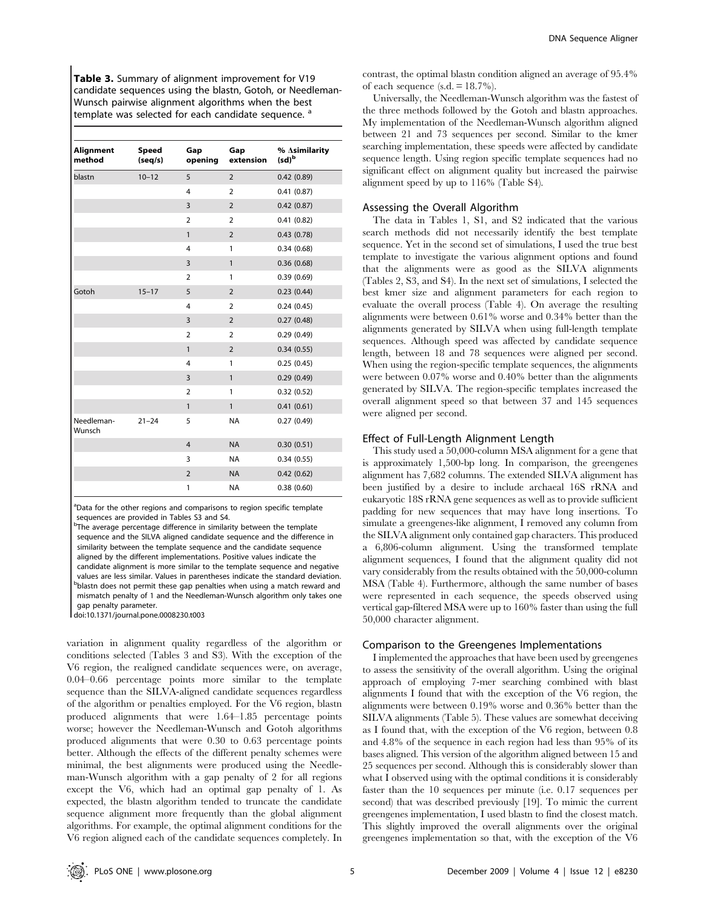**Table 3.** Summary of alignment improvement for V19 candidate sequences using the blastn, Gotoh, or Needleman-Wunsch pairwise alignment algorithms when the best template was selected for each candidate sequence. [a]

| Alignment method | Speed (seq/s) | Gap opening | Gap extension | % Δsimilarity (sd)[b] |
|---|---|---|---|---|
| blastn | 10–12 | 5 | 2 | 0.42 (0.89) |
| | | 4 | 2 | 0.41 (0.87) |
| | | 3 | 2 | 0.42 (0.87) |
| | | 2 | 2 | 0.41 (0.82) |
| | | 1 | 2 | 0.43 (0.78) |
| | | 4 | 1 | 0.34 (0.68) |
| | | 3 | 1 | 0.36 (0.68) |
| | | 2 | 1 | 0.39 (0.69) |
| Gotoh | 15–17 | 5 | 2 | 0.23 (0.44) |
| | | 4 | 2 | 0.24 (0.45) |
| | | 3 | 2 | 0.27 (0.48) |
| | | 2 | 2 | 0.29 (0.49) |
| | | 1 | 2 | 0.34 (0.55) |
| | | 4 | 1 | 0.25 (0.45) |
| | | 3 | 1 | 0.29 (0.49) |
| | | 2 | 1 | 0.32 (0.52) |
| | | 1 | 1 | 0.41 (0.61) |
| Needleman-Wunsch | 21–24 | 5 | NA | 0.27 (0.49) |
| | | 4 | NA | 0.30 (0.51) |
| | | 3 | NA | 0.34 (0.55) |
| | | 2 | NA | 0.42 (0.62) |
| | | 1 | NA | 0.38 (0.60) |

[a]Data for the other regions and comparisons to region specific template sequences are provided in Tables S3 and S4.
[b]The average percentage difference in similarity between the template sequence and the SILVA aligned candidate sequence and the difference in similarity between the template sequence and the candidate sequence aligned by the different implementations. Positive values indicate the candidate alignment is more similar to the template sequence and negative values are less similar. Values in parentheses indicate the standard deviation.
[b]blastn does not permit these gap penalties when using a match reward and mismatch penalty of 1 and the Needleman-Wunsch algorithm only takes one gap penalty parameter.
doi:10.1371/journal.pone.0008230.t003

variation in alignment quality regardless of the algorithm or conditions selected (Tables 3 and S3). With the exception of the V6 region, the realigned candidate sequences were, on average, 0.04–0.66 percentage points more similar to the template sequence than the SILVA-aligned candidate sequences regardless of the algorithm or penalties employed. For the V6 region, blastn produced alignments that were 1.64–1.85 percentage points worse; however the Needleman-Wunsch and Gotoh algorithms produced alignments that were 0.30 to 0.63 percentage points better. Although the effects of the different penalty schemes were minimal, the best alignments were produced using the Needleman-Wunsch algorithm with a gap penalty of 2 for all regions except the V6, which had an optimal gap penalty of 1. As expected, the blastn algorithm tended to truncate the candidate sequence alignment more frequently than the global alignment algorithms. For example, the optimal alignment conditions for the V6 region aligned each of the candidate sequences completely. In contrast, the optimal blastn condition aligned an average of 95.4% of each sequence (s.d. = 18.7%).

Universally, the Needleman-Wunsch algorithm was the fastest of the three methods followed by the Gotoh and blastn approaches. My implementation of the Needleman-Wunsch algorithm aligned between 21 and 73 sequences per second. Similar to the kmer searching implementation, these speeds were affected by candidate sequence length. Using region specific template sequences had no significant effect on alignment quality but increased the pairwise alignment speed by up to 116% (Table S4).

### Assessing the Overall Algorithm

The data in Tables 1, S1, and S2 indicated that the various search methods did not necessarily identify the best template sequence. Yet in the second set of simulations, I used the true best template to investigate the various alignment options and found that the alignments were as good as the SILVA alignments (Tables 2, S3, and S4). In the next set of simulations, I selected the best kmer size and alignment parameters for each region to evaluate the overall process (Table 4). On average the resulting alignments were between 0.61% worse and 0.34% better than the alignments generated by SILVA when using full-length template sequences. Although speed was affected by candidate sequence length, between 18 and 78 sequences were aligned per second. When using the region-specific template sequences, the alignments were between 0.07% worse and 0.40% better than the alignments generated by SILVA. The region-specific templates increased the overall alignment speed so that between 37 and 145 sequences were aligned per second.

### Effect of Full-Length Alignment Length

This study used a 50,000-column MSA alignment for a gene that is approximately 1,500-bp long. In comparison, the greengenes alignment has 7,682 columns. The extended SILVA alignment has been justified by a desire to include archaeal 16S rRNA and eukaryotic 18S rRNA gene sequences as well as to provide sufficient padding for new sequences that may have long insertions. To simulate a greengenes-like alignment, I removed any column from the SILVA alignment only contained gap characters. This produced a 6,806-column alignment. Using the transformed template alignment sequences, I found that the alignment quality did not vary considerably from the results obtained with the 50,000-column MSA (Table 4). Furthermore, although the same number of bases were represented in each sequence, the speeds observed using vertical gap-filtered MSA were up to 160% faster than using the full 50,000 character alignment.

### Comparison to the Greengenes Implementations

I implemented the approaches that have been used by greengenes to assess the sensitivity of the overall algorithm. Using the original approach of employing 7-mer searching combined with blast alignments I found that with the exception of the V6 region, the alignments were between 0.19% worse and 0.36% better than the SILVA alignments (Table 5). These values are somewhat deceiving as I found that, with the exception of the V6 region, between 0.8 and 4.8% of the sequence in each region had less than 95% of its bases aligned. This version of the algorithm aligned between 15 and 25 sequences per second. Although this is considerably slower than what I observed using with the optimal conditions it is considerably faster than the 10 sequences per minute (i.e. 0.17 sequences per second) that was described previously [19]. To mimic the current greengenes implementation, I used blastn to find the closest match. This slightly improved the overall alignments over the original greengenes implementation so that, with the exception of the V6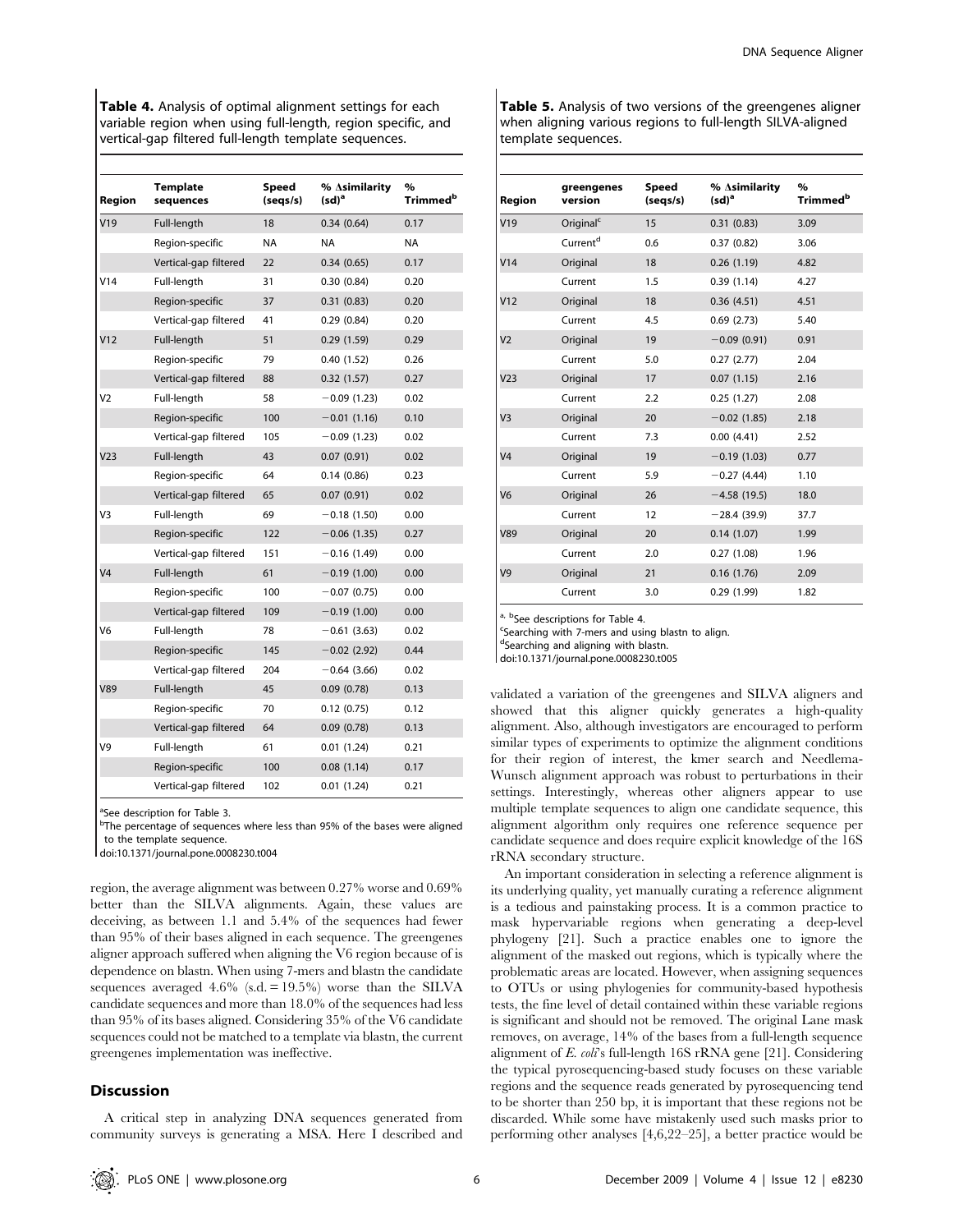**Table 4.** Analysis of optimal alignment settings for each variable region when using full-length, region specific, and vertical-gap filtered full-length template sequences.

| Region | Template sequences | Speed (seqs/s) | % Δsimilarity (sd)[a] | % Trimmed[b] |
|---|---|---|---|---|
| V19 | Full-length | 18 | 0.34 (0.64) | 0.17 |
| | Region-specific | NA | NA | NA |
| | Vertical-gap filtered | 22 | 0.34 (0.65) | 0.17 |
| V14 | Full-length | 31 | 0.30 (0.84) | 0.20 |
| | Region-specific | 37 | 0.31 (0.83) | 0.20 |
| | Vertical-gap filtered | 41 | 0.29 (0.84) | 0.20 |
| V12 | Full-length | 51 | 0.29 (1.59) | 0.29 |
| | Region-specific | 79 | 0.40 (1.52) | 0.26 |
| | Vertical-gap filtered | 88 | 0.32 (1.57) | 0.27 |
| V2 | Full-length | 58 | −0.09 (1.23) | 0.02 |
| | Region-specific | 100 | −0.01 (1.16) | 0.10 |
| | Vertical-gap filtered | 105 | −0.09 (1.23) | 0.02 |
| V23 | Full-length | 43 | 0.07 (0.91) | 0.02 |
| | Region-specific | 64 | 0.14 (0.86) | 0.23 |
| | Vertical-gap filtered | 65 | 0.07 (0.91) | 0.02 |
| V3 | Full-length | 69 | −0.18 (1.50) | 0.00 |
| | Region-specific | 122 | −0.06 (1.35) | 0.27 |
| | Vertical-gap filtered | 151 | −0.16 (1.49) | 0.00 |
| V4 | Full-length | 61 | −0.19 (1.00) | 0.00 |
| | Region-specific | 100 | −0.07 (0.75) | 0.00 |
| | Vertical-gap filtered | 109 | −0.19 (1.00) | 0.00 |
| V6 | Full-length | 78 | −0.61 (3.63) | 0.02 |
| | Region-specific | 145 | −0.02 (2.92) | 0.44 |
| | Vertical-gap filtered | 204 | −0.64 (3.66) | 0.02 |
| V89 | Full-length | 45 | 0.09 (0.78) | 0.13 |
| | Region-specific | 70 | 0.12 (0.75) | 0.12 |
| | Vertical-gap filtered | 64 | 0.09 (0.78) | 0.13 |
| V9 | Full-length | 61 | 0.01 (1.24) | 0.21 |
| | Region-specific | 100 | 0.08 (1.14) | 0.17 |
| | Vertical-gap filtered | 102 | 0.01 (1.24) | 0.21 |

[a]See description for Table 3.
[b]The percentage of sequences where less than 95% of the bases were aligned to the template sequence.
doi:10.1371/journal.pone.0008230.t004

region, the average alignment was between 0.27% worse and 0.69% better than the SILVA alignments. Again, these values are deceiving, as between 1.1 and 5.4% of the sequences had fewer than 95% of their bases aligned in each sequence. The greengenes aligner approach suffered when aligning the V6 region because of is dependence on blastn. When using 7-mers and blastn the candidate sequences averaged 4.6% (s.d. = 19.5%) worse than the SILVA candidate sequences and more than 18.0% of the sequences had less than 95% of its bases aligned. Considering 35% of the V6 candidate sequences could not be matched to a template via blastn, the current greengenes implementation was ineffective.

**Table 5.** Analysis of two versions of the greengenes aligner when aligning various regions to full-length SILVA-aligned template sequences.

| Region | greengenes version | Speed (seqs/s) | % Δsimilarity (sd)[a] | % Trimmed[b] |
|---|---|---|---|---|
| V19 | Original[c] | 15 | 0.31 (0.83) | 3.09 |
| | Current[d] | 0.6 | 0.37 (0.82) | 3.06 |
| V14 | Original | 18 | 0.26 (1.19) | 4.82 |
| | Current | 1.5 | 0.39 (1.14) | 4.27 |
| V12 | Original | 18 | 0.36 (4.51) | 4.51 |
| | Current | 4.5 | 0.69 (2.73) | 5.40 |
| V2 | Original | 19 | −0.09 (0.91) | 0.91 |
| | Current | 5.0 | 0.27 (2.77) | 2.04 |
| V23 | Original | 17 | 0.07 (1.15) | 2.16 |
| | Current | 2.2 | 0.25 (1.27) | 2.08 |
| V3 | Original | 20 | −0.02 (1.85) | 2.18 |
| | Current | 7.3 | 0.00 (4.41) | 2.52 |
| V4 | Original | 19 | −0.19 (1.03) | 0.77 |
| | Current | 5.9 | −0.27 (4.44) | 1.10 |
| V6 | Original | 26 | −4.58 (19.5) | 18.0 |
| | Current | 12 | −28.4 (39.9) | 37.7 |
| V89 | Original | 20 | 0.14 (1.07) | 1.99 |
| | Current | 2.0 | 0.27 (1.08) | 1.96 |
| V9 | Original | 21 | 0.16 (1.76) | 2.09 |
| | Current | 3.0 | 0.29 (1.99) | 1.82 |

[a, b]See descriptions for Table 4.
[c]Searching with 7-mers and using blastn to align.
[d]Searching and aligning with blastn.
doi:10.1371/journal.pone.0008230.t005

## Discussion

A critical step in analyzing DNA sequences generated from community surveys is generating a MSA. Here I described and validated a variation of the greengenes and SILVA aligners and showed that this aligner quickly generates a high-quality alignment. Also, although investigators are encouraged to perform similar types of experiments to optimize the alignment conditions for their region of interest, the kmer search and Needleman-Wunsch alignment approach was robust to perturbations in their settings. Interestingly, whereas other aligners appear to use multiple template sequences to align one candidate sequence, this alignment algorithm only requires one reference sequence per candidate sequence and does require explicit knowledge of the 16S rRNA secondary structure.

An important consideration in selecting a reference alignment is its underlying quality, yet manually curating a reference alignment is a tedious and painstaking process. It is a common practice to mask hypervariable regions when generating a deep-level phylogeny [21]. Such a practice enables one to ignore the alignment of the masked out regions, which is typically where the problematic areas are located. However, when assigning sequences to OTUs or using phylogenies for community-based hypothesis tests, the fine level of detail contained within these variable regions is significant and should not be removed. The original Lane mask removes, on average, 14% of the bases from a full-length sequence alignment of *E. coli*'s full-length 16S rRNA gene [21]. Considering the typical pyrosequencing-based study focuses on these variable regions and the sequence reads generated by pyrosequencing tend to be shorter than 250 bp, it is important that these regions not be discarded. While some have mistakenly used such masks prior to performing other analyses [4,6,22–25], a better practice would be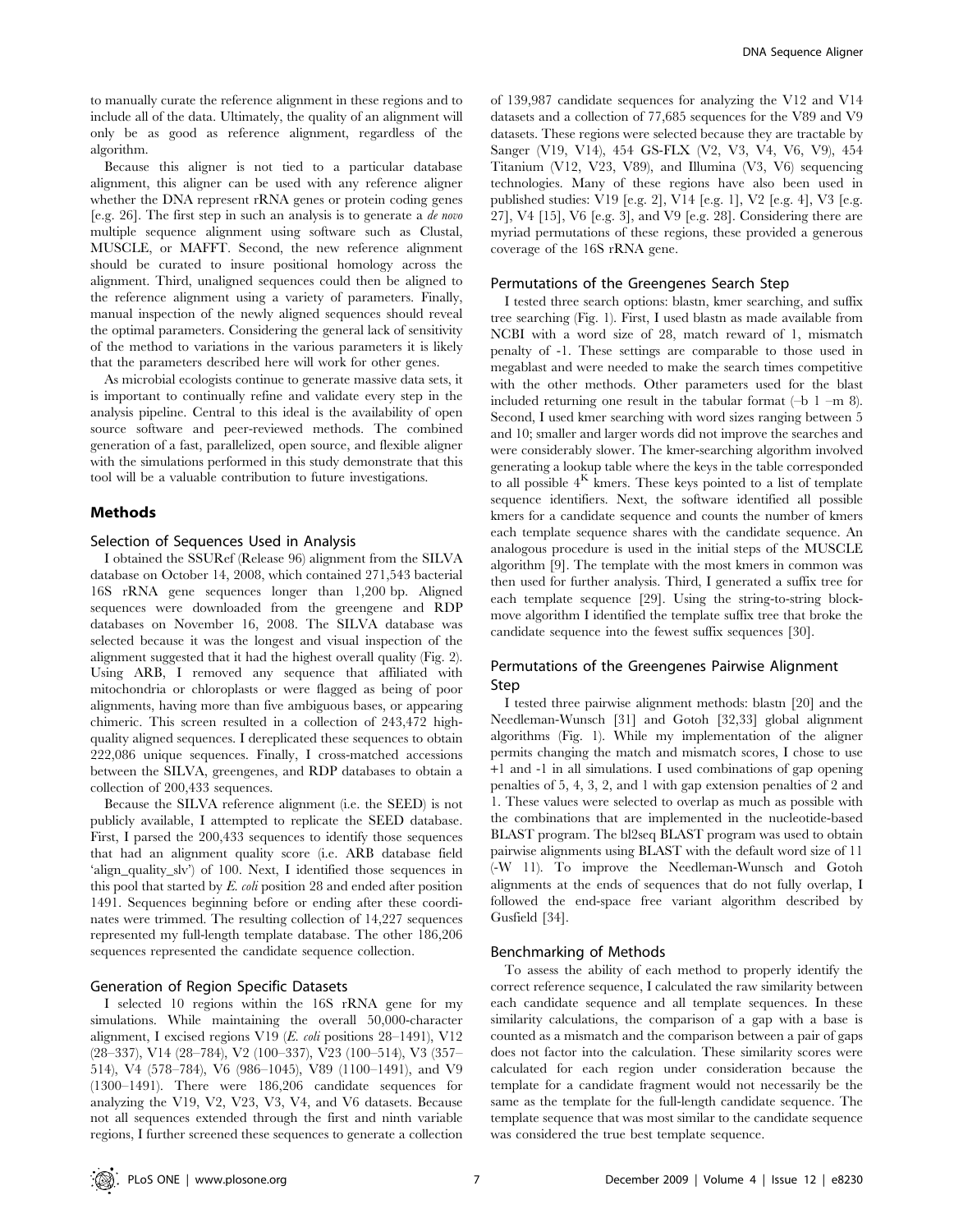to manually curate the reference alignment in these regions and to include all of the data. Ultimately, the quality of an alignment will only be as good as reference alignment, regardless of the algorithm.

Because this aligner is not tied to a particular database alignment, this aligner can be used with any reference aligner whether the DNA represent rRNA genes or protein coding genes [e.g. 26]. The first step in such an analysis is to generate a *de novo* multiple sequence alignment using software such as Clustal, MUSCLE, or MAFFT. Second, the new reference alignment should be curated to insure positional homology across the alignment. Third, unaligned sequences could then be aligned to the reference alignment using a variety of parameters. Finally, manual inspection of the newly aligned sequences should reveal the optimal parameters. Considering the general lack of sensitivity of the method to variations in the various parameters it is likely that the parameters described here will work for other genes.

As microbial ecologists continue to generate massive data sets, it is important to continually refine and validate every step in the analysis pipeline. Central to this ideal is the availability of open source software and peer-reviewed methods. The combined generation of a fast, parallelized, open source, and flexible aligner with the simulations performed in this study demonstrate that this tool will be a valuable contribution to future investigations.

## Methods

### Selection of Sequences Used in Analysis

I obtained the SSURef (Release 96) alignment from the SILVA database on October 14, 2008, which contained 271,543 bacterial 16S rRNA gene sequences longer than 1,200 bp. Aligned sequences were downloaded from the greengene and RDP databases on November 16, 2008. The SILVA database was selected because it was the longest and visual inspection of the alignment suggested that it had the highest overall quality (Fig. 2). Using ARB, I removed any sequence that affiliated with mitochondria or chloroplasts or were flagged as being of poor alignments, having more than five ambiguous bases, or appearing chimeric. This screen resulted in a collection of 243,472 high-quality aligned sequences. I dereplicated these sequences to obtain 222,086 unique sequences. Finally, I cross-matched accessions between the SILVA, greengenes, and RDP databases to obtain a collection of 200,433 sequences.

Because the SILVA reference alignment (i.e. the SEED) is not publicly available, I attempted to replicate the SEED database. First, I parsed the 200,433 sequences to identify those sequences that had an alignment quality score (i.e. ARB database field 'align_quality_slv') of 100. Next, I identified those sequences in this pool that started by *E. coli* position 28 and ended after position 1491. Sequences beginning before or ending after these coordinates were trimmed. The resulting collection of 14,227 sequences represented my full-length template database. The other 186,206 sequences represented the candidate sequence collection.

### Generation of Region Specific Datasets

I selected 10 regions within the 16S rRNA gene for my simulations. While maintaining the overall 50,000-character alignment, I excised regions V19 (*E. coli* positions 28–1491), V12 (28–337), V14 (28–784), V2 (100–337), V23 (100–514), V3 (357–514), V4 (578–784), V6 (986–1045), V89 (1100–1491), and V9 (1300–1491). There were 186,206 candidate sequences for analyzing the V19, V2, V23, V3, V4, and V6 datasets. Because not all sequences extended through the first and ninth variable regions, I further screened these sequences to generate a collection of 139,987 candidate sequences for analyzing the V12 and V14 datasets and a collection of 77,685 sequences for the V89 and V9 datasets. These regions were selected because they are tractable by Sanger (V19, V14), 454 GS-FLX (V2, V3, V4, V6, V9), 454 Titanium (V12, V23, V89), and Illumina (V3, V6) sequencing technologies. Many of these regions have also been used in published studies: V19 [e.g. 2], V14 [e.g. 1], V2 [e.g. 4], V3 [e.g. 27], V4 [15], V6 [e.g. 3], and V9 [e.g. 28]. Considering there are myriad permutations of these regions, these provided a generous coverage of the 16S rRNA gene.

### Permutations of the Greengenes Search Step

I tested three search options: blastn, kmer searching, and suffix tree searching (Fig. 1). First, I used blastn as made available from NCBI with a word size of 28, match reward of 1, mismatch penalty of -1. These settings are comparable to those used in megablast and were needed to make the search times competitive with the other methods. Other parameters used for the blast included returning one result in the tabular format (–b 1 –m 8). Second, I used kmer searching with word sizes ranging between 5 and 10; smaller and larger words did not improve the searches and were considerably slower. The kmer-searching algorithm involved generating a lookup table where the keys in the table corresponded to all possible $4^K$ kmers. These keys pointed to a list of template sequence identifiers. Next, the software identified all possible kmers for a candidate sequence and counts the number of kmers each template sequence shares with the candidate sequence. An analogous procedure is used in the initial steps of the MUSCLE algorithm [9]. The template with the most kmers in common was then used for further analysis. Third, I generated a suffix tree for each template sequence [29]. Using the string-to-string block-move algorithm I identified the template suffix tree that broke the candidate sequence into the fewest suffix sequences [30].

### Permutations of the Greengenes Pairwise Alignment Step

I tested three pairwise alignment methods: blastn [20] and the Needleman-Wunsch [31] and Gotoh [32,33] global alignment algorithms (Fig. 1). While my implementation of the aligner permits changing the match and mismatch scores, I chose to use +1 and -1 in all simulations. I used combinations of gap opening penalties of 5, 4, 3, 2, and 1 with gap extension penalties of 2 and 1. These values were selected to overlap as much as possible with the combinations that are implemented in the nucleotide-based BLAST program. The bl2seq BLAST program was used to obtain pairwise alignments using BLAST with the default word size of 11 (-W 11). To improve the Needleman-Wunsch and Gotoh alignments at the ends of sequences that do not fully overlap, I followed the end-space free variant algorithm described by Gusfield [34].

### Benchmarking of Methods

To assess the ability of each method to properly identify the correct reference sequence, I calculated the raw similarity between each candidate sequence and all template sequences. In these similarity calculations, the comparison of a gap with a base is counted as a mismatch and the comparison between a pair of gaps does not factor into the calculation. These similarity scores were calculated for each region under consideration because the template for a candidate fragment would not necessarily be the same as the template for the full-length candidate sequence. The template sequence that was most similar to the candidate sequence was considered the true best template sequence.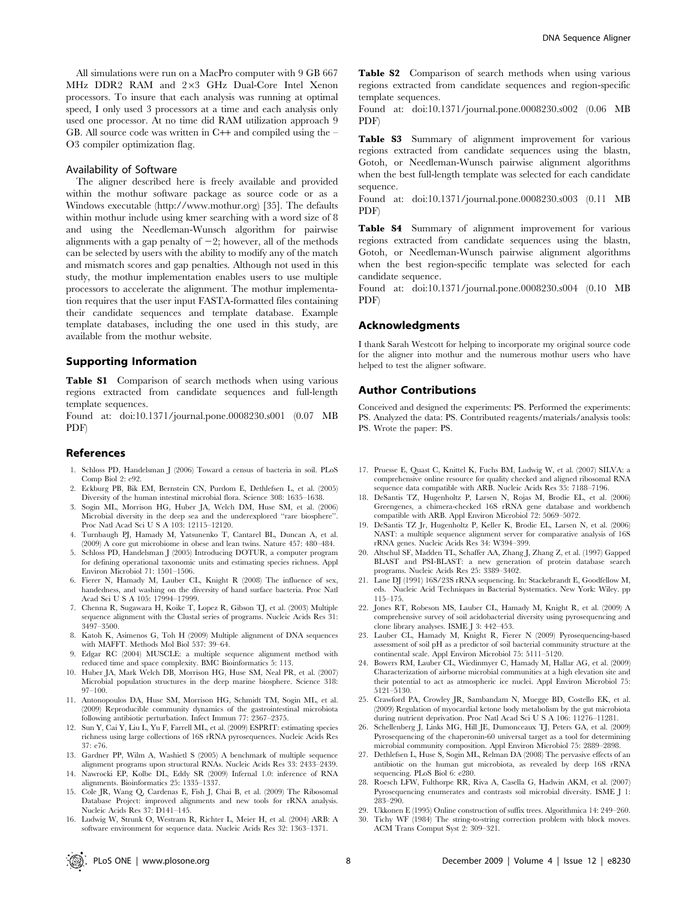All simulations were run on a MacPro computer with 9 GB 667 MHz DDR2 RAM and 2×3 GHz Dual-Core Intel Xenon processors. To insure that each analysis was running at optimal speed, I only used 3 processors at a time and each analysis only used one processor. At no time did RAM utilization approach 9 GB. All source code was written in C++ and compiled using the –O3 compiler optimization flag.

### Availability of Software

The aligner described here is freely available and provided within the mothur software package as source code or as a Windows executable (http://www.mothur.org) [35]. The defaults within mothur include using kmer searching with a word size of 8 and using the Needleman-Wunsch algorithm for pairwise alignments with a gap penalty of −2; however, all of the methods can be selected by users with the ability to modify any of the match and mismatch scores and gap penalties. Although not used in this study, the mothur implementation enables users to use multiple processors to accelerate the alignment. The mothur implementation requires that the user input FASTA-formatted files containing their candidate sequences and template database. Example template databases, including the one used in this study, are available from the mothur website.

## Supporting Information

**Table S1** Comparison of search methods when using various regions extracted from candidate sequences and full-length template sequences.
Found at: doi:10.1371/journal.pone.0008230.s001 (0.07 MB PDF)

**Table S2** Comparison of search methods when using various regions extracted from candidate sequences and region-specific template sequences.
Found at: doi:10.1371/journal.pone.0008230.s002 (0.06 MB PDF)

**Table S3** Summary of alignment improvement for various regions extracted from candidate sequences using the blastn, Gotoh, or Needleman-Wunsch pairwise alignment algorithms when the best full-length template was selected for each candidate sequence.
Found at: doi:10.1371/journal.pone.0008230.s003 (0.11 MB PDF)

**Table S4** Summary of alignment improvement for various regions extracted from candidate sequences using the blastn, Gotoh, or Needleman-Wunsch pairwise alignment algorithms when the best region-specific template was selected for each candidate sequence.
Found at: doi:10.1371/journal.pone.0008230.s004 (0.10 MB PDF)

## Acknowledgments

I thank Sarah Westcott for helping to incorporate my original source code for the aligner into mothur and the numerous mothur users who have helped to test the aligner software.

## Author Contributions

Conceived and designed the experiments: PS. Performed the experiments: PS. Analyzed the data: PS. Contributed reagents/materials/analysis tools: PS. Wrote the paper: PS.

## References

1. Schloss PD, Handelsman J (2006) Toward a census of bacteria in soil. PLoS Comp Biol 2: e92.
2. Eckburg PB, Bik EM, Bernstein CN, Purdom E, Dethlefsen L, et al. (2005) Diversity of the human intestinal microbial flora. Science 308: 1635–1638.
3. Sogin ML, Morrison HG, Huber JA, Welch DM, Huse SM, et al. (2006) Microbial diversity in the deep sea and the underexplored "rare biosphere". Proc Natl Acad Sci U S A 103: 12115–12120.
4. Turnbaugh PJ, Hamady M, Yatsunenko T, Cantarel BL, Duncan A, et al. (2009) A core gut microbiome in obese and lean twins. Nature 457: 480–484.
5. Schloss PD, Handelsman J (2005) Introducing DOTUR, a computer program for defining operational taxonomic units and estimating species richness. Appl Environ Microbiol 71: 1501–1506.
6. Fierer N, Hamady M, Lauber CL, Knight R (2008) The influence of sex, handedness, and washing on the diversity of hand surface bacteria. Proc Natl Acad Sci U S A 105: 17994–17999.
7. Chenna R, Sugawara H, Koike T, Lopez R, Gibson TJ, et al. (2003) Multiple sequence alignment with the Clustal series of programs. Nucleic Acids Res 31: 3497–3500.
8. Katoh K, Asimenos G, Toh H (2009) Multiple alignment of DNA sequences with MAFFT. Methods Mol Biol 537: 39–64.
9. Edgar RC (2004) MUSCLE: a multiple sequence alignment method with reduced time and space complexity. BMC Bioinformatics 5: 113.
10. Huber JA, Mark Welch DB, Morrison HG, Huse SM, Neal PR, et al. (2007) Microbial population structures in the deep marine biosphere. Science 318: 97–100.
11. Antonopoulos DA, Huse SM, Morrison HG, Schmidt TM, Sogin ML, et al. (2009) Reproducible community dynamics of the gastrointestinal microbiota following antibiotic perturbation. Infect Immun 77: 2367–2375.
12. Sun Y, Cai Y, Liu L, Yu F, Farrell ML, et al. (2009) ESPRIT: estimating species richness using large collections of 16S rRNA pyrosequences. Nucleic Acids Res 37: e76.
13. Gardner PP, Wilm A, Washietl S (2005) A benchmark of multiple sequence alignment programs upon structural RNAs. Nucleic Acids Res 33: 2433–2439.
14. Nawrocki EP, Kolbe DL, Eddy SR (2009) Infernal 1.0: inference of RNA alignments. Bioinformatics 25: 1335–1337.
15. Cole JR, Wang Q, Cardenas E, Fish J, Chai B, et al. (2009) The Ribosomal Database Project: improved alignments and new tools for rRNA analysis. Nucleic Acids Res 37: D141–145.
16. Ludwig W, Strunk O, Westram R, Richter L, Meier H, et al. (2004) ARB: A software environment for sequence data. Nucleic Acids Res 32: 1363–1371.
17. Pruesse E, Quast C, Knittel K, Fuchs BM, Ludwig W, et al. (2007) SILVA: a comprehensive online resource for quality checked and aligned ribosomal RNA sequence data compatible with ARB. Nucleic Acids Res 35: 7188–7196.
18. DeSantis TZ, Hugenholtz P, Larsen N, Rojas M, Brodie EL, et al. (2006) Greengenes, a chimera-checked 16S rRNA gene database and workbench compatible with ARB. Appl Environ Microbiol 72: 5069–5072.
19. DeSantis TZ Jr, Hugenholtz P, Keller K, Brodie EL, Larsen N, et al. (2006) NAST: a multiple sequence alignment server for comparative analysis of 16S rRNA genes. Nucleic Acids Res 34: W394–399.
20. Altschul SF, Madden TL, Schaffer AA, Zhang J, Zhang Z, et al. (1997) Gapped BLAST and PSI-BLAST: a new generation of protein database search programs. Nucleic Acids Res 25: 3389–3402.
21. Lane DJ (1991) 16S/23S rRNA sequencing. In: Stackebrandt E, Goodfellow M, eds. Nucleic Acid Techniques in Bacterial Systematics. New York: Wiley. pp 115–175.
22. Jones RT, Robeson MS, Lauber CL, Hamady M, Knight R, et al. (2009) A comprehensive survey of soil acidobacterial diversity using pyrosequencing and clone library analyses. ISME J 3: 442–453.
23. Lauber CL, Hamady M, Knight R, Fierer N (2009) Pyrosequencing-based assessment of soil pH as a predictor of soil bacterial community structure at the continental scale. Appl Environ Microbiol 75: 5111–5120.
24. Bowers RM, Lauber CL, Wiedinmyer C, Hamady M, Hallar AG, et al. (2009) Characterization of airborne microbial communities at a high elevation site and their potential to act as atmospheric ice nuclei. Appl Environ Microbiol 75: 5121–5130.
25. Crawford PA, Crowley JR, Sambandam N, Muegge BD, Costello EK, et al. (2009) Regulation of myocardial ketone body metabolism by the gut microbiota during nutrient deprivation. Proc Natl Acad Sci U S A 106: 11276–11281.
26. Schellenberg J, Links MG, Hill JE, Dumonceaux TJ, Peters GA, et al. (2009) Pyrosequencing of the chaperonin-60 universal target as a tool for determining microbial community composition. Appl Environ Microbiol 75: 2889–2898.
27. Dethlefsen L, Huse S, Sogin ML, Relman DA (2008) The pervasive effects of an antibiotic on the human gut microbiota, as revealed by deep 16S rRNA sequencing. PLoS Biol 6: e280.
28. Roesch LFW, Fulthorpe RR, Riva A, Casella G, Hadwin AKM, et al. (2007) Pyrosequencing enumerates and contrasts soil microbial diversity. ISME J 1: 283–290.
29. Ukkonen E (1995) Online construction of suffix trees. Algorithmica 14: 249–260.
30. Tichy WF (1984) The string-to-string correction problem with block moves. ACM Trans Comput Syst 2: 309–321.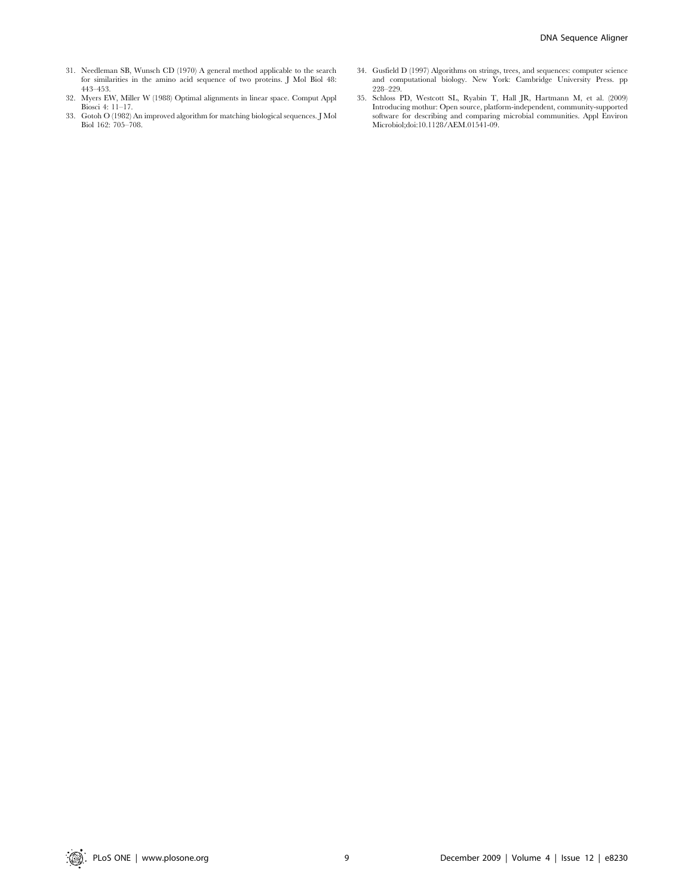31. Needleman SB, Wunsch CD (1970) A general method applicable to the search for similarities in the amino acid sequence of two proteins. J Mol Biol 48: 443–453.
32. Myers EW, Miller W (1988) Optimal alignments in linear space. Comput Appl Biosci 4: 11–17.
33. Gotoh O (1982) An improved algorithm for matching biological sequences. J Mol Biol 162: 705–708.
34. Gusfield D (1997) Algorithms on strings, trees, and sequences: computer science and computational biology. New York: Cambridge University Press. pp 228–229.
35. Schloss PD, Westcott SL, Ryabin T, Hall JR, Hartmann M, et al. (2009) Introducing mothur: Open source, platform-independent, community-supported software for describing and comparing microbial communities. Appl Environ Microbiol;doi:10.1128/AEM.01541-09.